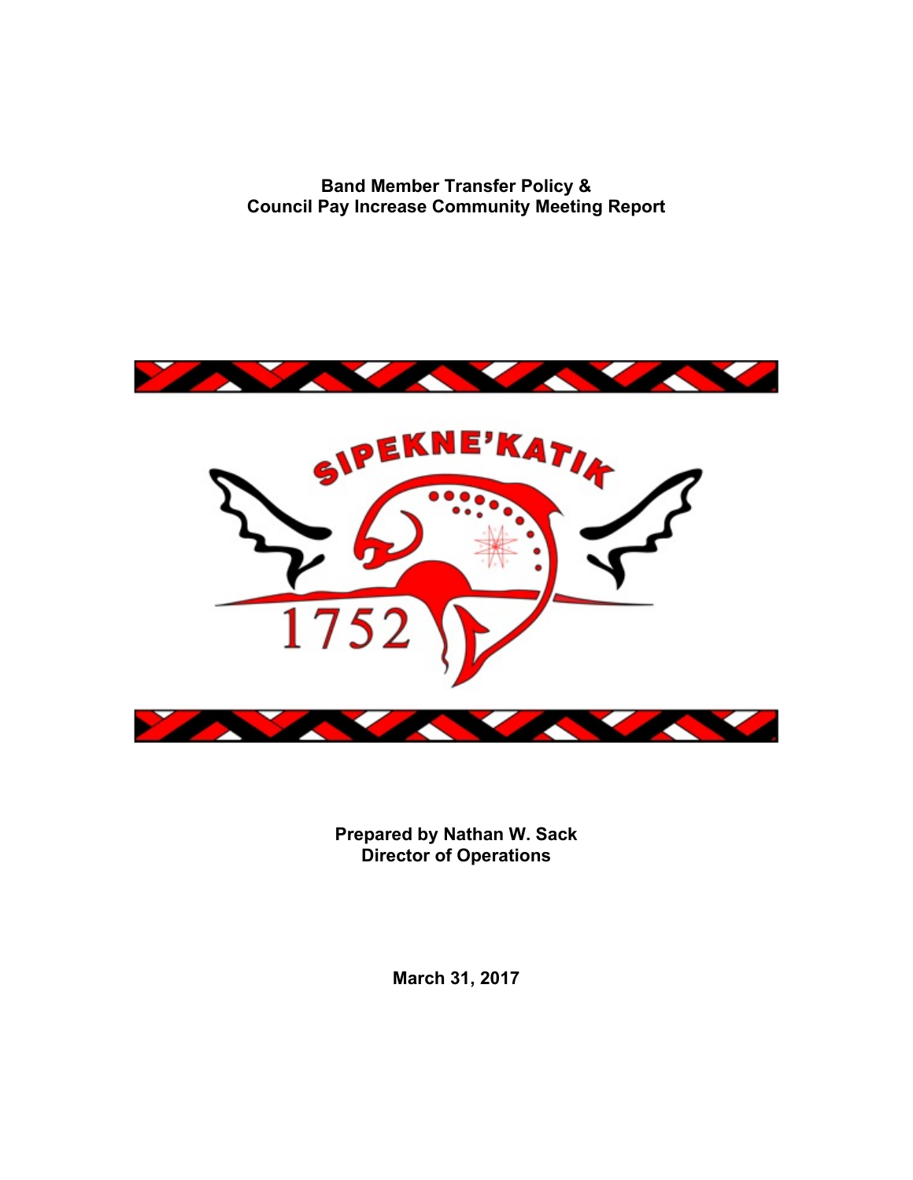**Band Member Transfer Policy &**
**Council Pay Increase Community Meeting Report**

SIPEKNE'KATIK

1752

**Prepared by Nathan W. Sack**
**Director of Operations**

**March 31, 2017**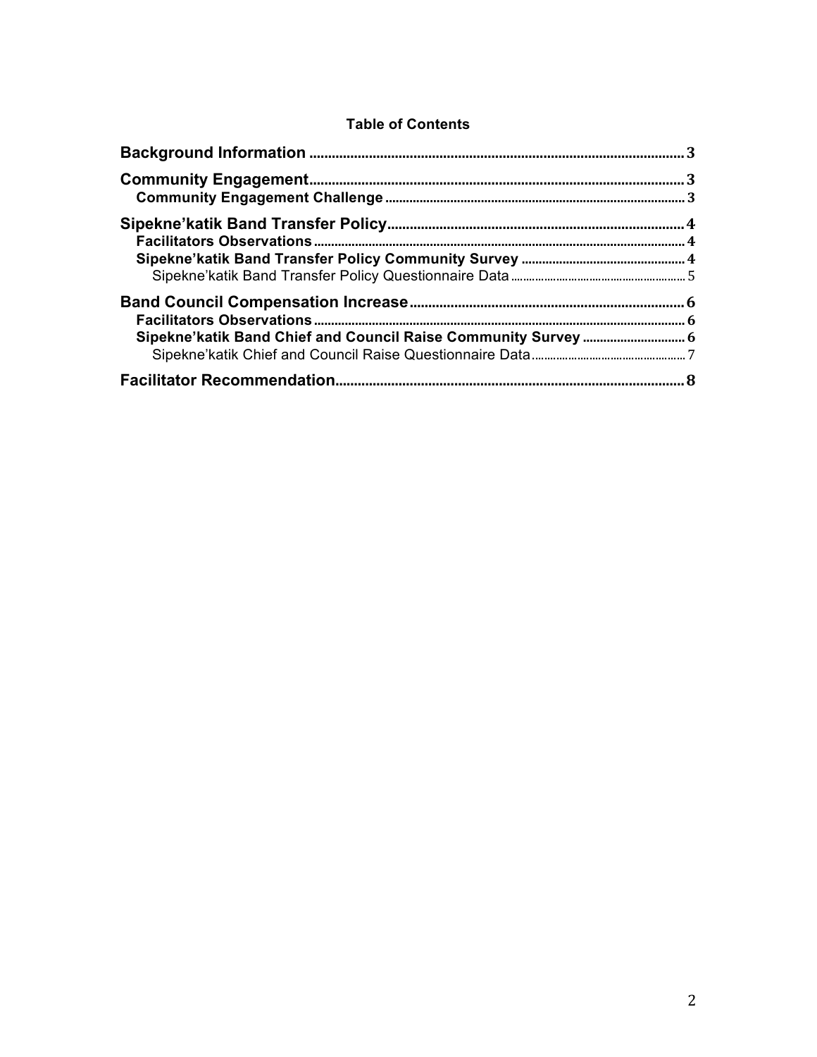**Table of Contents**

**Background Information** .......... 3

**Community Engagement** .......... 3

- **Community Engagement Challenge** .......... 3

**Sipekne'katik Band Transfer Policy** .......... 4

- **Facilitators Observations** .......... 4
- **Sipekne'katik Band Transfer Policy Community Survey** .......... 4
  - Sipekne'katik Band Transfer Policy Questionnaire Data .......... 5

**Band Council Compensation Increase** .......... 6

- **Facilitators Observations** .......... 6
- **Sipekne'katik Band Chief and Council Raise Community Survey** .......... 6
  - Sipekne'katik Chief and Council Raise Questionnaire Data .......... 7

**Facilitator Recommendation** .......... 8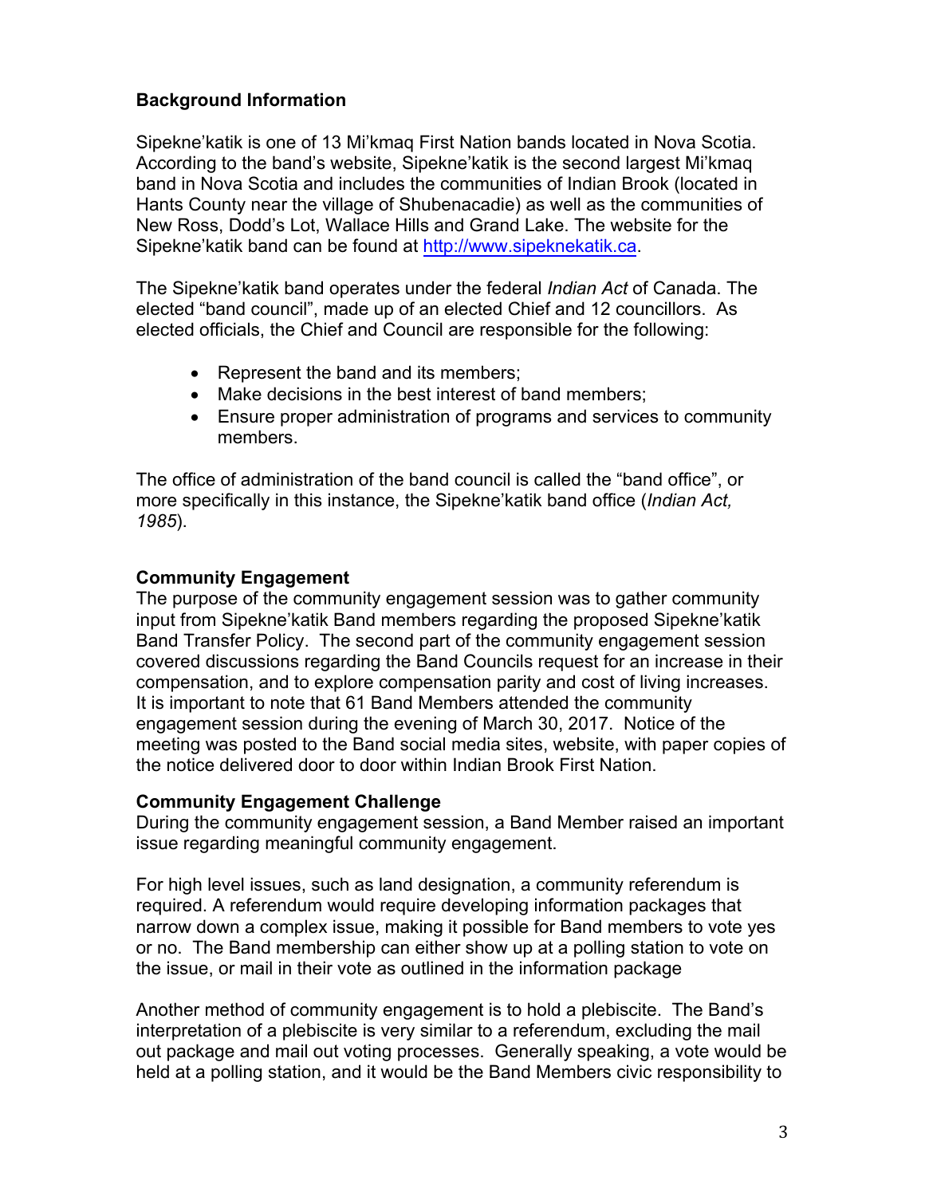## Background Information

Sipekne'katik is one of 13 Mi'kmaq First Nation bands located in Nova Scotia. According to the band's website, Sipekne'katik is the second largest Mi'kmaq band in Nova Scotia and includes the communities of Indian Brook (located in Hants County near the village of Shubenacadie) as well as the communities of New Ross, Dodd's Lot, Wallace Hills and Grand Lake. The website for the Sipekne'katik band can be found at http://www.sipeknekatik.ca.

The Sipekne'katik band operates under the federal *Indian Act* of Canada. The elected "band council", made up of an elected Chief and 12 councillors. As elected officials, the Chief and Council are responsible for the following:

- Represent the band and its members;
- Make decisions in the best interest of band members;
- Ensure proper administration of programs and services to community members.

The office of administration of the band council is called the "band office", or more specifically in this instance, the Sipekne'katik band office (*Indian Act, 1985*).

## Community Engagement

The purpose of the community engagement session was to gather community input from Sipekne'katik Band members regarding the proposed Sipekne'katik Band Transfer Policy. The second part of the community engagement session covered discussions regarding the Band Councils request for an increase in their compensation, and to explore compensation parity and cost of living increases. It is important to note that 61 Band Members attended the community engagement session during the evening of March 30, 2017. Notice of the meeting was posted to the Band social media sites, website, with paper copies of the notice delivered door to door within Indian Brook First Nation.

## Community Engagement Challenge

During the community engagement session, a Band Member raised an important issue regarding meaningful community engagement.

For high level issues, such as land designation, a community referendum is required. A referendum would require developing information packages that narrow down a complex issue, making it possible for Band members to vote yes or no. The Band membership can either show up at a polling station to vote on the issue, or mail in their vote as outlined in the information package

Another method of community engagement is to hold a plebiscite. The Band's interpretation of a plebiscite is very similar to a referendum, excluding the mail out package and mail out voting processes. Generally speaking, a vote would be held at a polling station, and it would be the Band Members civic responsibility to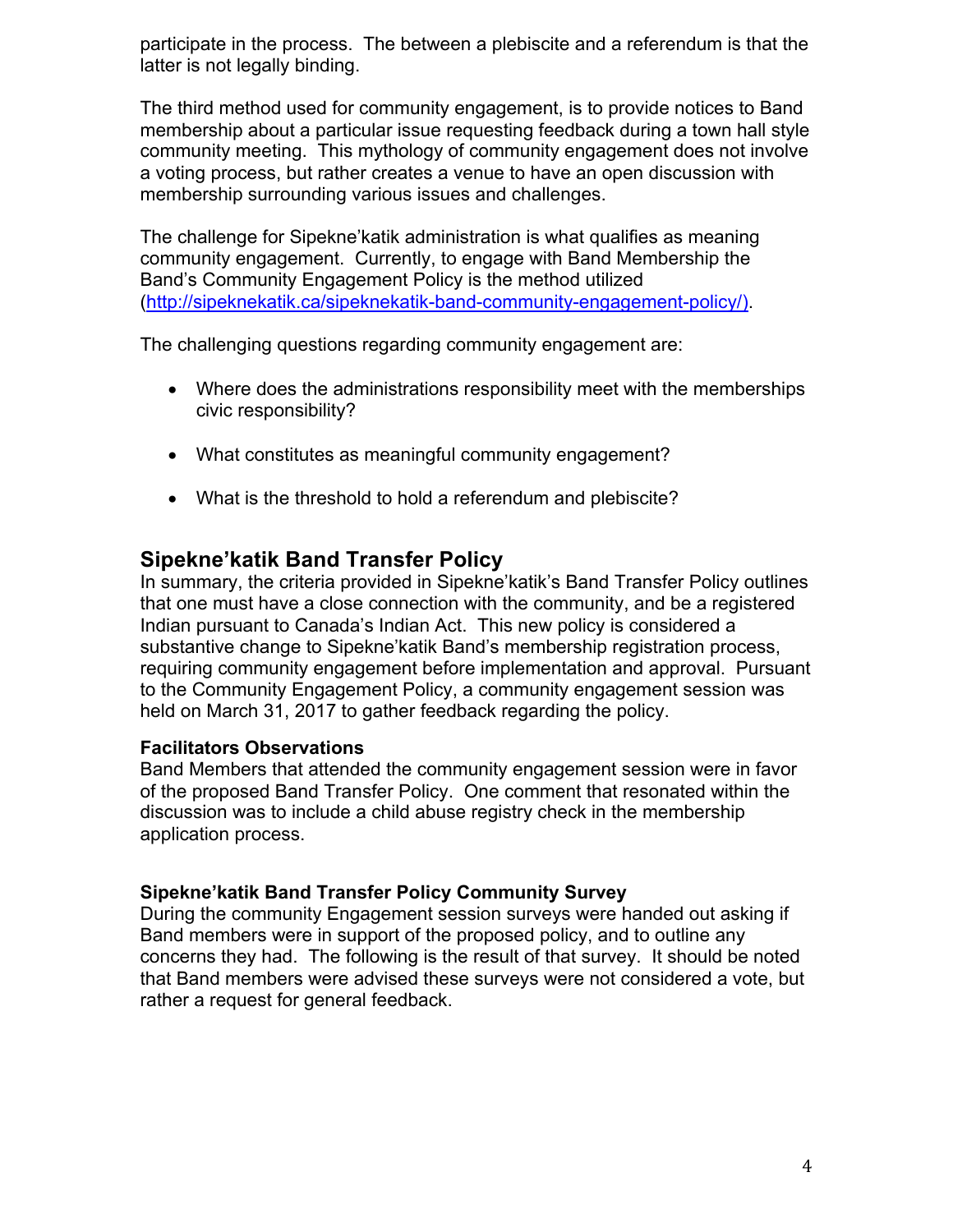participate in the process. The between a plebiscite and a referendum is that the latter is not legally binding.

The third method used for community engagement, is to provide notices to Band membership about a particular issue requesting feedback during a town hall style community meeting. This mythology of community engagement does not involve a voting process, but rather creates a venue to have an open discussion with membership surrounding various issues and challenges.

The challenge for Sipekne'katik administration is what qualifies as meaning community engagement. Currently, to engage with Band Membership the Band's Community Engagement Policy is the method utilized (http://sipeknekatik.ca/sipeknekatik-band-community-engagement-policy/).

The challenging questions regarding community engagement are:

- Where does the administrations responsibility meet with the memberships civic responsibility?
- What constitutes as meaningful community engagement?
- What is the threshold to hold a referendum and plebiscite?

## Sipekne'katik Band Transfer Policy

In summary, the criteria provided in Sipekne'katik's Band Transfer Policy outlines that one must have a close connection with the community, and be a registered Indian pursuant to Canada's Indian Act. This new policy is considered a substantive change to Sipekne'katik Band's membership registration process, requiring community engagement before implementation and approval. Pursuant to the Community Engagement Policy, a community engagement session was held on March 31, 2017 to gather feedback regarding the policy.

### Facilitators Observations

Band Members that attended the community engagement session were in favor of the proposed Band Transfer Policy. One comment that resonated within the discussion was to include a child abuse registry check in the membership application process.

### Sipekne'katik Band Transfer Policy Community Survey

During the community Engagement session surveys were handed out asking if Band members were in support of the proposed policy, and to outline any concerns they had. The following is the result of that survey. It should be noted that Band members were advised these surveys were not considered a vote, but rather a request for general feedback.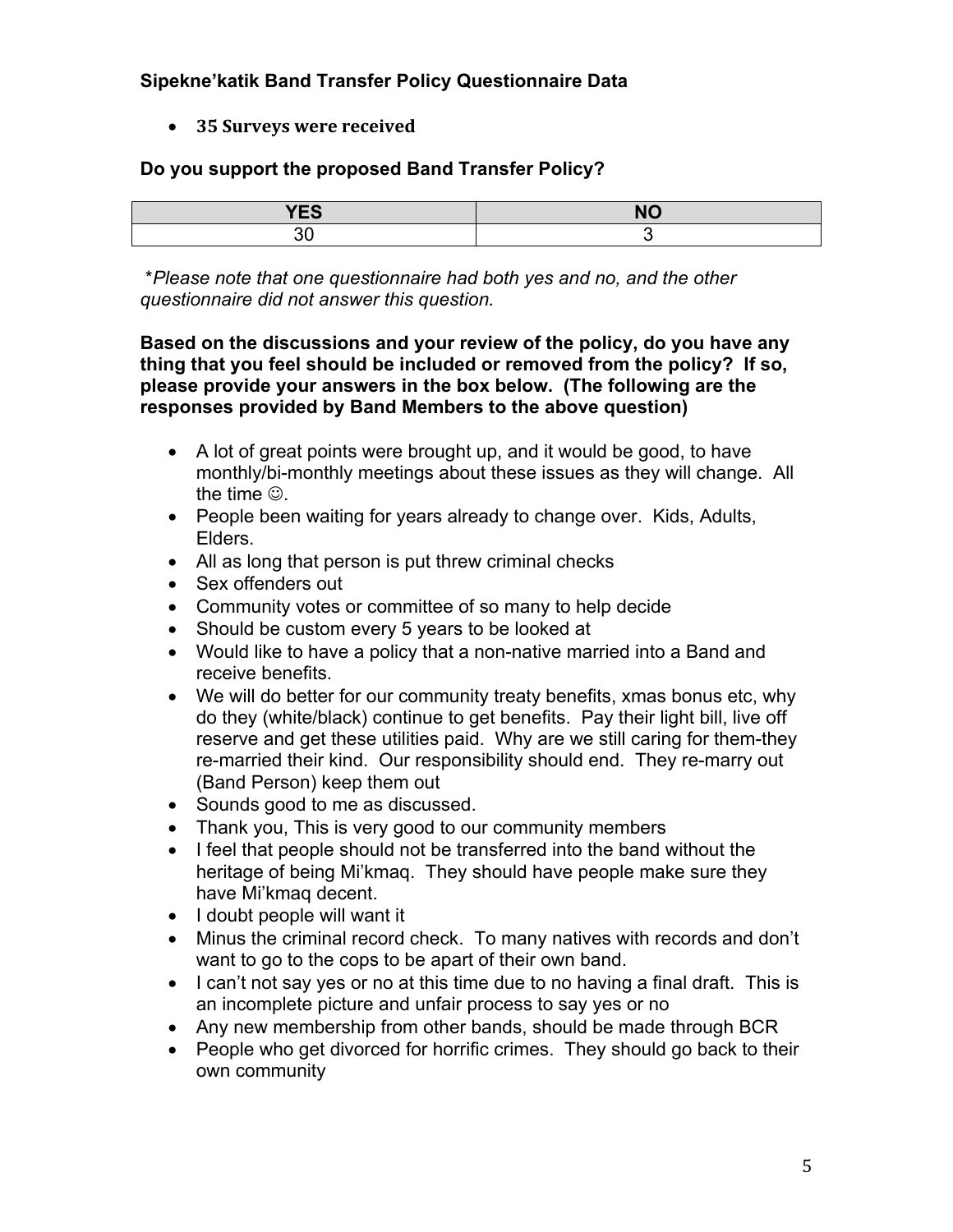**Sipekne'katik Band Transfer Policy Questionnaire Data**

- **35 Surveys were received**

**Do you support the proposed Band Transfer Policy?**

| YES | NO |
|---|---|
| 30 | 3 |

*\*Please note that one questionnaire had both yes and no, and the other questionnaire did not answer this question.*

**Based on the discussions and your review of the policy, do you have any thing that you feel should be included or removed from the policy? If so, please provide your answers in the box below. (The following are the responses provided by Band Members to the above question)**

- A lot of great points were brought up, and it would be good, to have monthly/bi-monthly meetings about these issues as they will change. All the time ☺.
- People been waiting for years already to change over. Kids, Adults, Elders.
- All as long that person is put threw criminal checks
- Sex offenders out
- Community votes or committee of so many to help decide
- Should be custom every 5 years to be looked at
- Would like to have a policy that a non-native married into a Band and receive benefits.
- We will do better for our community treaty benefits, xmas bonus etc, why do they (white/black) continue to get benefits. Pay their light bill, live off reserve and get these utilities paid. Why are we still caring for them-they re-married their kind. Our responsibility should end. They re-marry out (Band Person) keep them out
- Sounds good to me as discussed.
- Thank you, This is very good to our community members
- I feel that people should not be transferred into the band without the heritage of being Mi'kmaq. They should have people make sure they have Mi'kmaq decent.
- I doubt people will want it
- Minus the criminal record check. To many natives with records and don't want to go to the cops to be apart of their own band.
- I can't not say yes or no at this time due to no having a final draft. This is an incomplete picture and unfair process to say yes or no
- Any new membership from other bands, should be made through BCR
- People who get divorced for horrific crimes. They should go back to their own community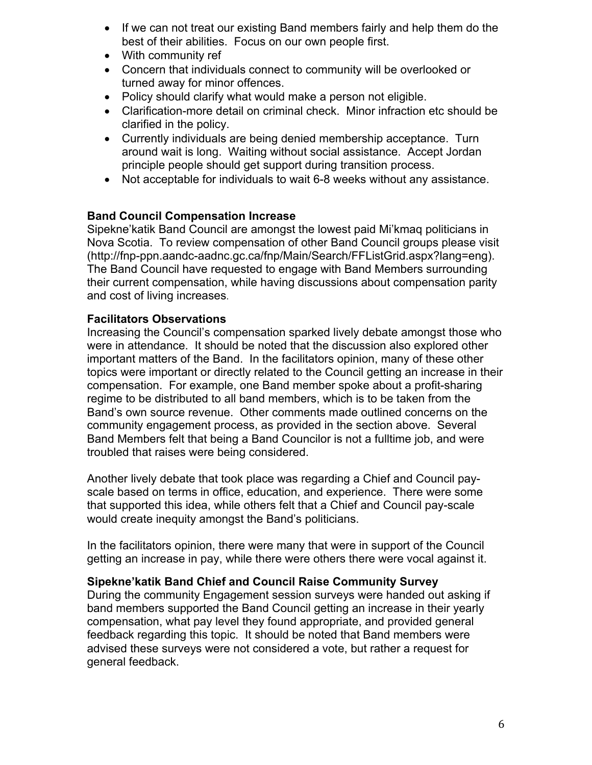- If we can not treat our existing Band members fairly and help them do the best of their abilities. Focus on our own people first.
- With community ref
- Concern that individuals connect to community will be overlooked or turned away for minor offences.
- Policy should clarify what would make a person not eligible.
- Clarification-more detail on criminal check. Minor infraction etc should be clarified in the policy.
- Currently individuals are being denied membership acceptance. Turn around wait is long. Waiting without social assistance. Accept Jordan principle people should get support during transition process.
- Not acceptable for individuals to wait 6-8 weeks without any assistance.

**Band Council Compensation Increase**

Sipekne'katik Band Council are amongst the lowest paid Mi'kmaq politicians in Nova Scotia. To review compensation of other Band Council groups please visit (http://fnp-ppn.aandc-aadnc.gc.ca/fnp/Main/Search/FFListGrid.aspx?lang=eng). The Band Council have requested to engage with Band Members surrounding their current compensation, while having discussions about compensation parity and cost of living increases.

**Facilitators Observations**

Increasing the Council's compensation sparked lively debate amongst those who were in attendance. It should be noted that the discussion also explored other important matters of the Band. In the facilitators opinion, many of these other topics were important or directly related to the Council getting an increase in their compensation. For example, one Band member spoke about a profit-sharing regime to be distributed to all band members, which is to be taken from the Band's own source revenue. Other comments made outlined concerns on the community engagement process, as provided in the section above. Several Band Members felt that being a Band Councilor is not a fulltime job, and were troubled that raises were being considered.

Another lively debate that took place was regarding a Chief and Council pay-scale based on terms in office, education, and experience. There were some that supported this idea, while others felt that a Chief and Council pay-scale would create inequity amongst the Band's politicians.

In the facilitators opinion, there were many that were in support of the Council getting an increase in pay, while there were others there were vocal against it.

**Sipekne'katik Band Chief and Council Raise Community Survey**

During the community Engagement session surveys were handed out asking if band members supported the Band Council getting an increase in their yearly compensation, what pay level they found appropriate, and provided general feedback regarding this topic. It should be noted that Band members were advised these surveys were not considered a vote, but rather a request for general feedback.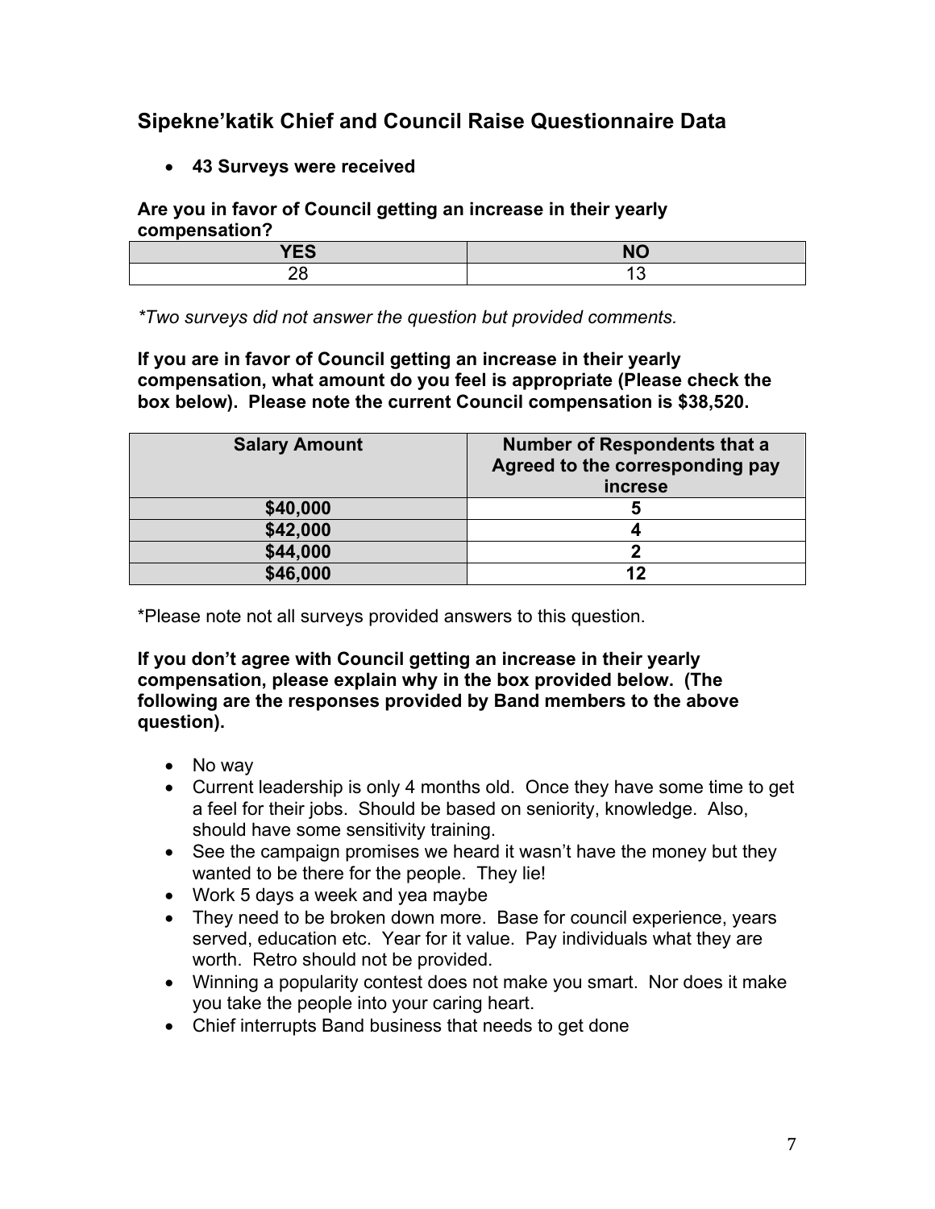## Sipekne'katik Chief and Council Raise Questionnaire Data

- **43 Surveys were received**

**Are you in favor of Council getting an increase in their yearly compensation?**

| YES | NO |
| --- | --- |
| 28 | 13 |

*\*Two surveys did not answer the question but provided comments.*

**If you are in favor of Council getting an increase in their yearly compensation, what amount do you feel is appropriate (Please check the box below). Please note the current Council compensation is $38,520.**

| Salary Amount | Number of Respondents that a Agreed to the corresponding pay increse |
| --- | --- |
| **$40,000** | **5** |
| **$42,000** | **4** |
| **$44,000** | **2** |
| **$46,000** | **12** |

*Please note not all surveys provided answers to this question.

**If you don't agree with Council getting an increase in their yearly compensation, please explain why in the box provided below. (The following are the responses provided by Band members to the above question).**

- No way
- Current leadership is only 4 months old. Once they have some time to get a feel for their jobs. Should be based on seniority, knowledge. Also, should have some sensitivity training.
- See the campaign promises we heard it wasn't have the money but they wanted to be there for the people. They lie!
- Work 5 days a week and yea maybe
- They need to be broken down more. Base for council experience, years served, education etc. Year for it value. Pay individuals what they are worth. Retro should not be provided.
- Winning a popularity contest does not make you smart. Nor does it make you take the people into your caring heart.
- Chief interrupts Band business that needs to get done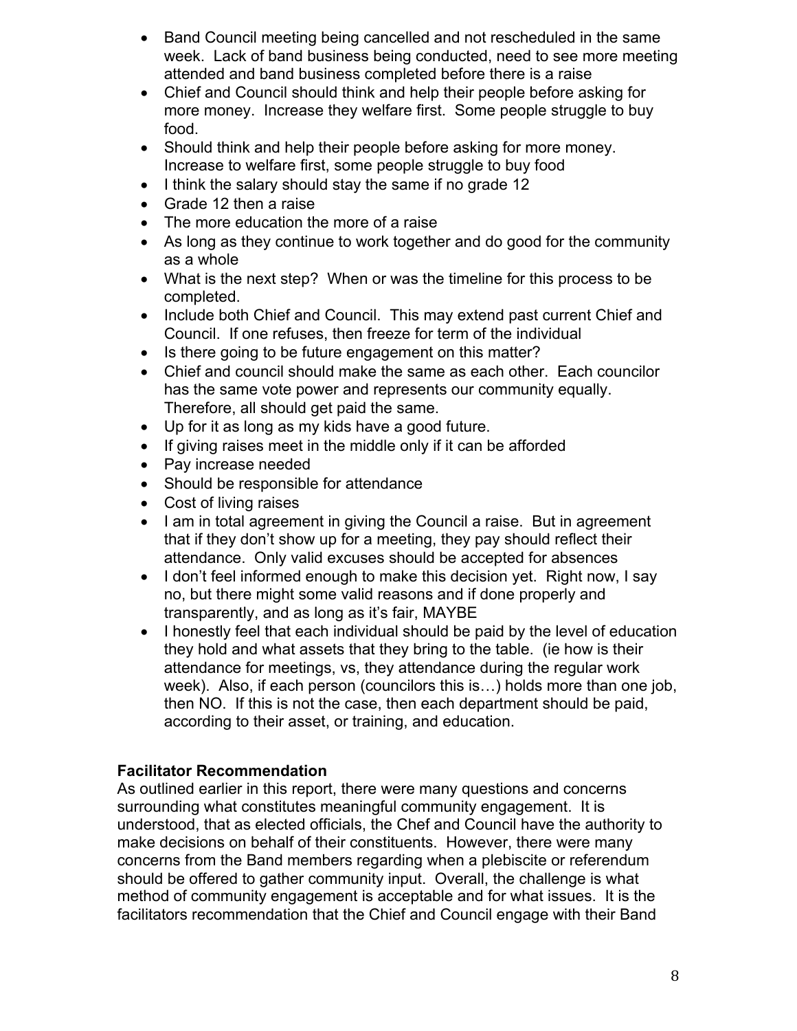- Band Council meeting being cancelled and not rescheduled in the same week. Lack of band business being conducted, need to see more meeting attended and band business completed before there is a raise
- Chief and Council should think and help their people before asking for more money. Increase they welfare first. Some people struggle to buy food.
- Should think and help their people before asking for more money. Increase to welfare first, some people struggle to buy food
- I think the salary should stay the same if no grade 12
- Grade 12 then a raise
- The more education the more of a raise
- As long as they continue to work together and do good for the community as a whole
- What is the next step? When or was the timeline for this process to be completed.
- Include both Chief and Council. This may extend past current Chief and Council. If one refuses, then freeze for term of the individual
- Is there going to be future engagement on this matter?
- Chief and council should make the same as each other. Each councilor has the same vote power and represents our community equally. Therefore, all should get paid the same.
- Up for it as long as my kids have a good future.
- If giving raises meet in the middle only if it can be afforded
- Pay increase needed
- Should be responsible for attendance
- Cost of living raises
- I am in total agreement in giving the Council a raise. But in agreement that if they don't show up for a meeting, they pay should reflect their attendance. Only valid excuses should be accepted for absences
- I don't feel informed enough to make this decision yet. Right now, I say no, but there might some valid reasons and if done properly and transparently, and as long as it's fair, MAYBE
- I honestly feel that each individual should be paid by the level of education they hold and what assets that they bring to the table. (ie how is their attendance for meetings, vs, they attendance during the regular work week). Also, if each person (councilors this is…) holds more than one job, then NO. If this is not the case, then each department should be paid, according to their asset, or training, and education.

**Facilitator Recommendation**

As outlined earlier in this report, there were many questions and concerns surrounding what constitutes meaningful community engagement. It is understood, that as elected officials, the Chef and Council have the authority to make decisions on behalf of their constituents. However, there were many concerns from the Band members regarding when a plebiscite or referendum should be offered to gather community input. Overall, the challenge is what method of community engagement is acceptable and for what issues. It is the facilitators recommendation that the Chief and Council engage with their Band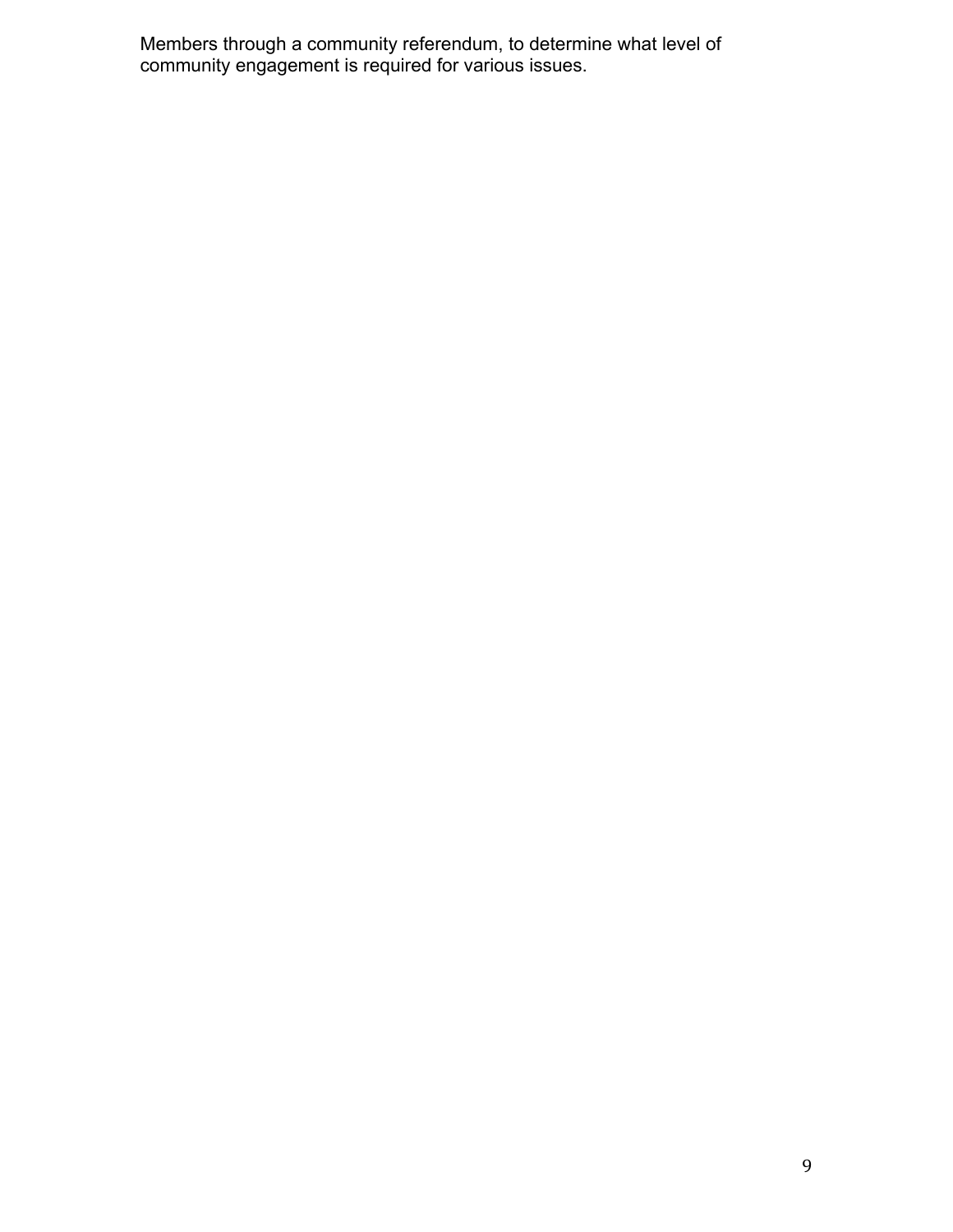Members through a community referendum, to determine what level of community engagement is required for various issues.